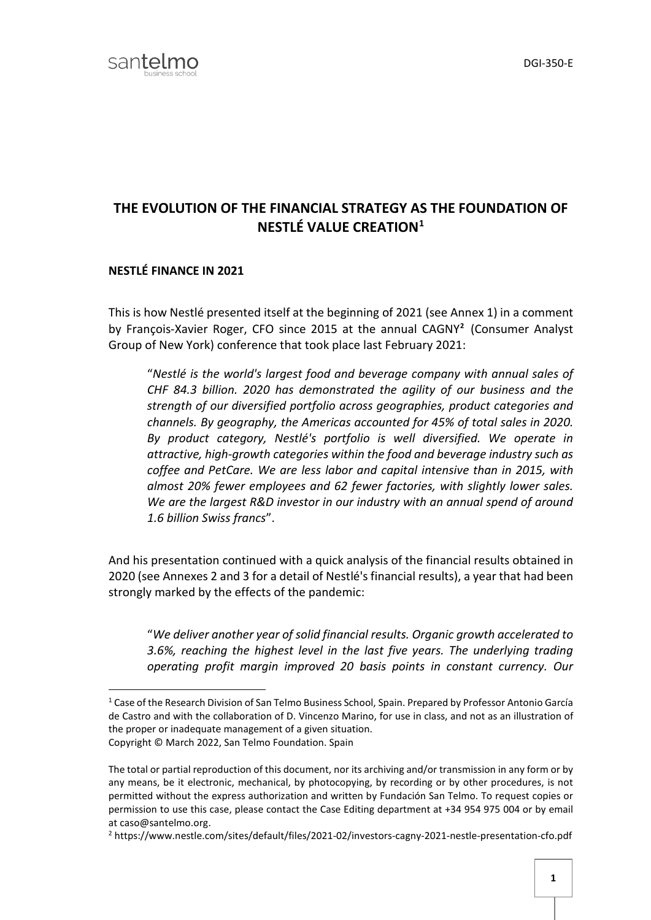# THE EVOLUTION OF THE FINANCIAL STRATEGY AS THE FOUNDATION OF NESTLÉ VALUE CREATION[1]

## NESTLÉ FINANCE IN 2021

This is how Nestlé presented itself at the beginning of 2021 (see Annex 1) in a comment by François-Xavier Roger, CFO since 2015 at the annual CAGNY[2] (Consumer Analyst Group of New York) conference that took place last February 2021:

> "*Nestlé is the world's largest food and beverage company with annual sales of CHF 84.3 billion. 2020 has demonstrated the agility of our business and the strength of our diversified portfolio across geographies, product categories and channels. By geography, the Americas accounted for 45% of total sales in 2020. By product category, Nestlé's portfolio is well diversified. We operate in attractive, high-growth categories within the food and beverage industry such as coffee and PetCare. We are less labor and capital intensive than in 2015, with almost 20% fewer employees and 62 fewer factories, with slightly lower sales. We are the largest R&D investor in our industry with an annual spend of around 1.6 billion Swiss francs*".

And his presentation continued with a quick analysis of the financial results obtained in 2020 (see Annexes 2 and 3 for a detail of Nestlé's financial results), a year that had been strongly marked by the effects of the pandemic:

> "*We deliver another year of solid financial results. Organic growth accelerated to 3.6%, reaching the highest level in the last five years. The underlying trading operating profit margin improved 20 basis points in constant currency. Our*

---

[1] Case of the Research Division of San Telmo Business School, Spain. Prepared by Professor Antonio García de Castro and with the collaboration of D. Vincenzo Marino, for use in class, and not as an illustration of the proper or inadequate management of a given situation.
Copyright © March 2022, San Telmo Foundation. Spain

The total or partial reproduction of this document, nor its archiving and/or transmission in any form or by any means, be it electronic, mechanical, by photocopying, by recording or by other procedures, is not permitted without the express authorization and written by Fundación San Telmo. To request copies or permission to use this case, please contact the Case Editing department at +34 954 975 004 or by email at caso@santelmo.org.

[2] https://www.nestle.com/sites/default/files/2021-02/investors-cagny-2021-nestle-presentation-cfo.pdf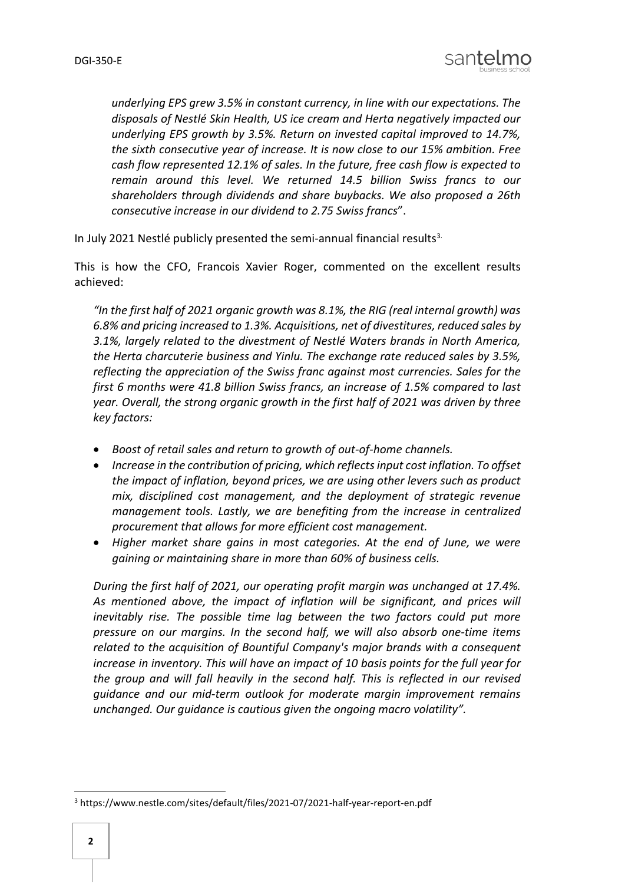*underlying EPS grew 3.5% in constant currency, in line with our expectations. The disposals of Nestlé Skin Health, US ice cream and Herta negatively impacted our underlying EPS growth by 3.5%. Return on invested capital improved to 14.7%, the sixth consecutive year of increase. It is now close to our 15% ambition. Free cash flow represented 12.1% of sales. In the future, free cash flow is expected to remain around this level. We returned 14.5 billion Swiss francs to our shareholders through dividends and share buybacks. We also proposed a 26th consecutive increase in our dividend to 2.75 Swiss francs*".

In July 2021 Nestlé publicly presented the semi-annual financial results[3].

This is how the CFO, Francois Xavier Roger, commented on the excellent results achieved:

*"In the first half of 2021 organic growth was 8.1%, the RIG (real internal growth) was 6.8% and pricing increased to 1.3%. Acquisitions, net of divestitures, reduced sales by 3.1%, largely related to the divestment of Nestlé Waters brands in North America, the Herta charcuterie business and Yinlu. The exchange rate reduced sales by 3.5%, reflecting the appreciation of the Swiss franc against most currencies. Sales for the first 6 months were 41.8 billion Swiss francs, an increase of 1.5% compared to last year. Overall, the strong organic growth in the first half of 2021 was driven by three key factors:*

- *Boost of retail sales and return to growth of out-of-home channels.*
- *Increase in the contribution of pricing, which reflects input cost inflation. To offset the impact of inflation, beyond prices, we are using other levers such as product mix, disciplined cost management, and the deployment of strategic revenue management tools. Lastly, we are benefiting from the increase in centralized procurement that allows for more efficient cost management.*
- *Higher market share gains in most categories. At the end of June, we were gaining or maintaining share in more than 60% of business cells.*

*During the first half of 2021, our operating profit margin was unchanged at 17.4%. As mentioned above, the impact of inflation will be significant, and prices will inevitably rise. The possible time lag between the two factors could put more pressure on our margins. In the second half, we will also absorb one-time items related to the acquisition of Bountiful Company's major brands with a consequent increase in inventory. This will have an impact of 10 basis points for the full year for the group and will fall heavily in the second half. This is reflected in our revised guidance and our mid-term outlook for moderate margin improvement remains unchanged. Our guidance is cautious given the ongoing macro volatility".*

[3] https://www.nestle.com/sites/default/files/2021-07/2021-half-year-report-en.pdf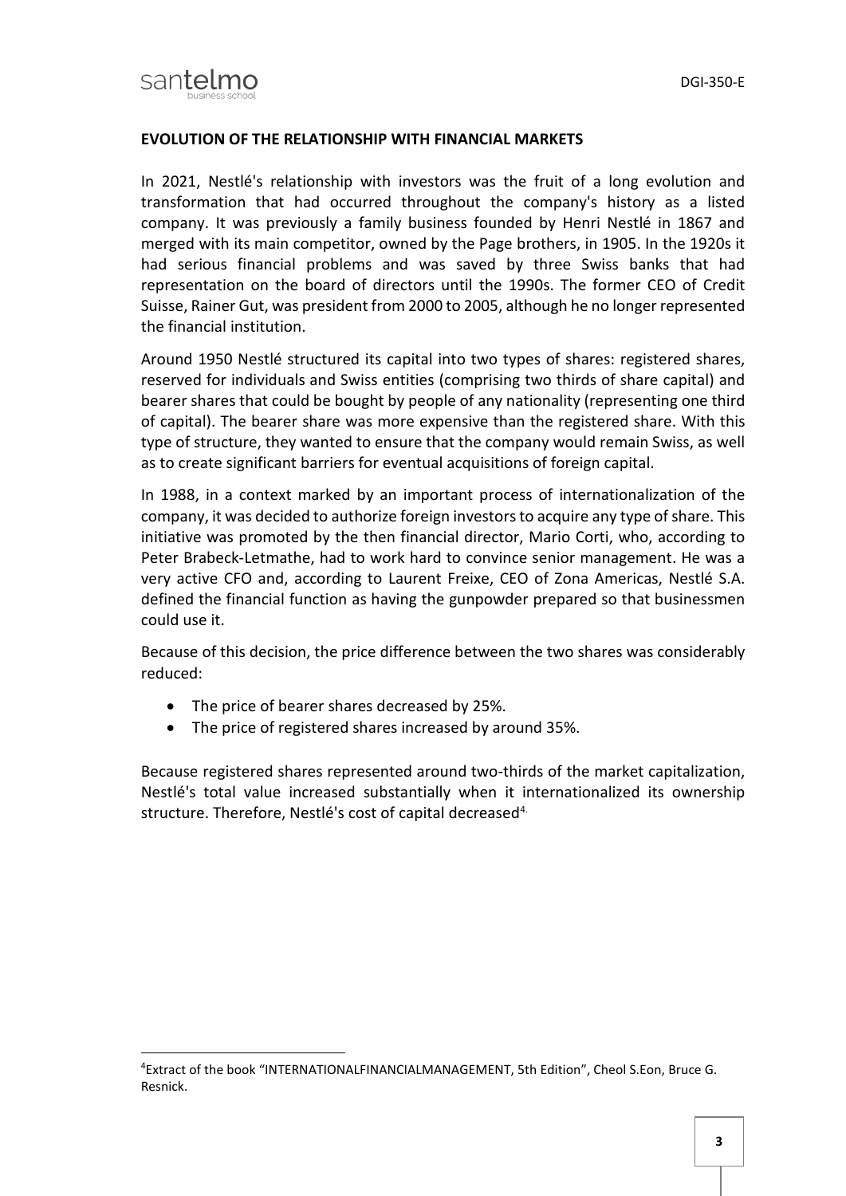## EVOLUTION OF THE RELATIONSHIP WITH FINANCIAL MARKETS

In 2021, Nestlé's relationship with investors was the fruit of a long evolution and transformation that had occurred throughout the company's history as a listed company. It was previously a family business founded by Henri Nestlé in 1867 and merged with its main competitor, owned by the Page brothers, in 1905. In the 1920s it had serious financial problems and was saved by three Swiss banks that had representation on the board of directors until the 1990s. The former CEO of Credit Suisse, Rainer Gut, was president from 2000 to 2005, although he no longer represented the financial institution.

Around 1950 Nestlé structured its capital into two types of shares: registered shares, reserved for individuals and Swiss entities (comprising two thirds of share capital) and bearer shares that could be bought by people of any nationality (representing one third of capital). The bearer share was more expensive than the registered share. With this type of structure, they wanted to ensure that the company would remain Swiss, as well as to create significant barriers for eventual acquisitions of foreign capital.

In 1988, in a context marked by an important process of internationalization of the company, it was decided to authorize foreign investors to acquire any type of share. This initiative was promoted by the then financial director, Mario Corti, who, according to Peter Brabeck-Letmathe, had to work hard to convince senior management. He was a very active CFO and, according to Laurent Freixe, CEO of Zona Americas, Nestlé S.A. defined the financial function as having the gunpowder prepared so that businessmen could use it.

Because of this decision, the price difference between the two shares was considerably reduced:

- The price of bearer shares decreased by 25%.
- The price of registered shares increased by around 35%.

Because registered shares represented around two-thirds of the market capitalization, Nestlé's total value increased substantially when it internationalized its ownership structure. Therefore, Nestlé's cost of capital decreased[4].

[4] Extract of the book "INTERNATIONALFINANCIALMANAGEMENT, 5th Edition", Cheol S.Eon, Bruce G. Resnick.